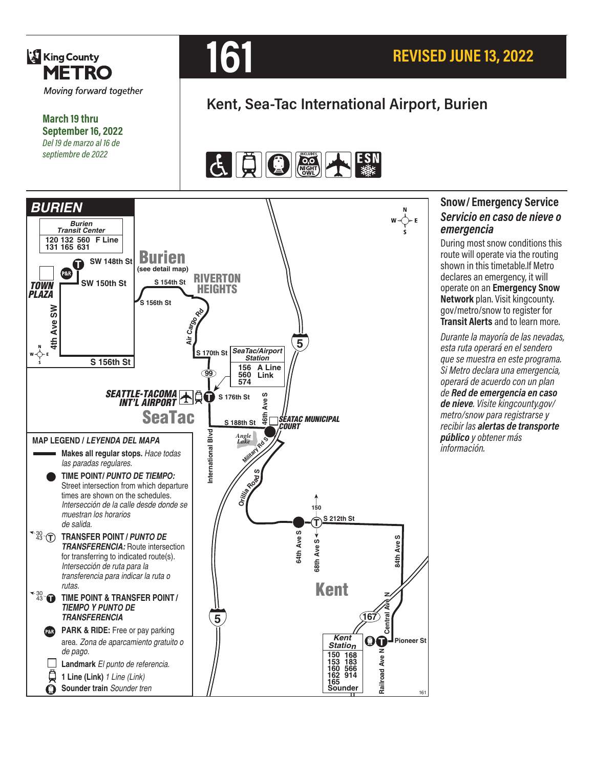King County METRO
*Moving forward together*

**March 19 thru September 16, 2022**
*Del 19 de marzo al 16 de septiembre de 2022*

# 161

## REVISED JUNE 13, 2022

## Kent, Sea-Tac International Airport, Burien

INCLUDES NIGHT OWL · ESN

### BURIEN

**Burien Transit Center**
120 132 560 F Line
131 165 631

SW 148th St · SW 150th St · TOWN PLAZA · 4th Ave SW · S 156th St

**Burien** (see detail map)

S 154th St · S 156th St · RIVERTON HEIGHTS · Air Cargo Rd · S 170th St · 99 · 5

**SeaTac/Airport Station**
156 A Line
560 Link
574

SEATTLE-TACOMA INT'L AIRPORT · S 176th St · 46th Ave S · **SeaTac** · S 188th St · SEATAC MUNICIPAL COURT · Angle Lake · International Blvd · Military Rd S · Orillia Road S · 150 · S 212th St · 64th Ave S · 68th Ave S · 84th Ave S · **Kent** · 167 · Central Ave N · Pioneer St · Railroad Ave N

**Kent Station**
150 168
153 183
160 566
162 914
165
Sounder

### MAP LEGEND / *LEYENDA DEL MAPA*

- **Makes all regular stops.** *Hace todas las paradas regulares.*
- **TIME POINT/ *PUNTO DE TIEMPO:*** Street intersection from which departure times are shown on the schedules. *Intersección de la calle desde donde se muestran los horarios de salida.*
- **TRANSFER POINT / *PUNTO DE TRANSFERENCIA:*** Route intersection for transferring to indicated route(s). *Intersección de ruta para la transferencia para indicar la ruta o rutas.*
- **TIME POINT & TRANSFER POINT / *TIEMPO Y PUNTO DE TRANSFERENCIA***
- **PARK & RIDE:** Free or pay parking area. *Zona de aparcamiento gratuito o de pago.*
- **Landmark** *El punto de referencia.*
- **1 Line (Link)** *1 Line (Link)*
- **Sounder train** *Sounder tren*

## Snow / Emergency Service
### *Servicio en caso de nieve o emergencia*

During most snow conditions this route will operate via the routing shown in this timetable.If Metro declares an emergency, it will operate on an **Emergency Snow Network** plan. Visit kingcounty.gov/metro/snow to register for **Transit Alerts** and to learn more.

*Durante la mayoría de las nevadas, esta ruta operará en el sendero que se muestra en este programa. Si Metro declara una emergencia, operará de acuerdo con un plan de **Red de emergencia en caso de nieve**. Visite kingcounty.gov/metro/snow para registrarse y recibir las **alertas de transporte público** y obtener más información.*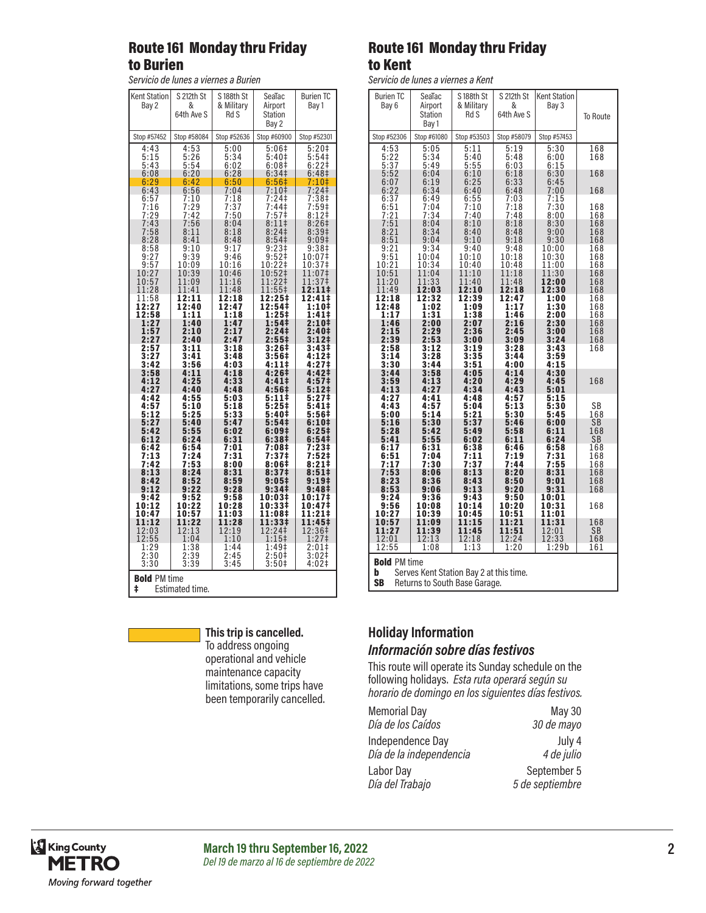## Route 161 Monday thru Friday to Burien

*Servicio de lunes a viernes a Burien*

| Kent Station Bay 2 | S 212th St & 64th Ave S | S 188th St & Military Rd S | SeaTac Airport Station Bay 2 | Burien TC Bay 1 |
|---|---|---|---|---|
| Stop #57452 | Stop #58084 | Stop #52636 | Stop #60900 | Stop #52301 |
| 4:43 | 4:53 | 5:00 | 5:06‡ | 5:20‡ |
| 5:15 | 5:26 | 5:34 | 5:40‡ | 5:54‡ |
| 5:43 | 5:54 | 6:02 | 6:08‡ | 6:22‡ |
| 6:08 | 6:20 | 6:28 | 6:34‡ | 6:48‡ |
| 6:29 | 6:42 | 6:50 | 6:56‡ | 7:10‡ |
| 6:43 | 6:56 | 7:04 | 7:10‡ | 7:24‡ |
| 6:57 | 7:10 | 7:18 | 7:24‡ | 7:38‡ |
| 7:16 | 7:29 | 7:37 | 7:44‡ | 7:59‡ |
| 7:29 | 7:42 | 7:50 | 7:57‡ | 8:12‡ |
| 7:43 | 7:56 | 8:04 | 8:11‡ | 8:26‡ |
| 7:58 | 8:11 | 8:18 | 8:24‡ | 8:39‡ |
| 8:28 | 8:41 | 8:48 | 8:54‡ | 9:09‡ |
| 8:58 | 9:10 | 9:17 | 9:23‡ | 9:38‡ |
| 9:27 | 9:39 | 9:46 | 9:52‡ | 10:07‡ |
| 9:57 | 10:09 | 10:16 | 10:22‡ | 10:37‡ |
| 10:27 | 10:39 | 10:46 | 10:52‡ | 11:07‡ |
| 10:57 | 11:09 | 11:16 | 11:22‡ | 11:37‡ |
| 11:28 | 11:41 | 11:48 | 11:55‡ | **12:11‡** |
| 11:58 | **12:11** | **12:18** | **12:25‡** | **12:41‡** |
| **12:27** | **12:40** | **12:47** | **12:54‡** | **1:10‡** |
| **12:58** | **1:11** | **1:18** | **1:25‡** | **1:41‡** |
| **1:27** | **1:40** | **1:47** | **1:54‡** | **2:10‡** |
| **1:57** | **2:10** | **2:17** | **2:24‡** | **2:40‡** |
| **2:27** | **2:40** | **2:47** | **2:55‡** | **3:12‡** |
| **2:57** | **3:11** | **3:18** | **3:26‡** | **3:43‡** |
| **3:27** | **3:41** | **3:48** | **3:56‡** | **4:12‡** |
| **3:42** | **3:56** | **4:03** | **4:11‡** | **4:27‡** |
| **3:58** | **4:11** | **4:18** | **4:26‡** | **4:42‡** |
| **4:12** | **4:25** | **4:33** | **4:41‡** | **4:57‡** |
| **4:27** | **4:40** | **4:48** | **4:56‡** | **5:12‡** |
| **4:42** | **4:55** | **5:03** | **5:11‡** | **5:27‡** |
| **4:57** | **5:10** | **5:18** | **5:25‡** | **5:41‡** |
| **5:12** | **5:25** | **5:33** | **5:40‡** | **5:56‡** |
| **5:27** | **5:40** | **5:47** | **5:54‡** | **6:10‡** |
| **5:42** | **5:55** | **6:02** | **6:09‡** | **6:25‡** |
| **6:12** | **6:24** | **6:31** | **6:38‡** | **6:54‡** |
| **6:42** | **6:54** | **7:01** | **7:08‡** | **7:23‡** |
| **7:13** | **7:24** | **7:31** | **7:37‡** | **7:52‡** |
| **7:42** | **7:53** | **8:00** | **8:06‡** | **8:21‡** |
| **8:13** | **8:24** | **8:31** | **8:37‡** | **8:51‡** |
| **8:42** | **8:52** | **8:59** | **9:05‡** | **9:19‡** |
| **9:12** | **9:22** | **9:28** | **9:34‡** | **9:48‡** |
| **9:42** | **9:52** | **9:58** | **10:03‡** | **10:17‡** |
| **10:12** | **10:22** | **10:28** | **10:33‡** | **10:47‡** |
| **10:47** | **10:57** | **11:03** | **11:08‡** | **11:21‡** |
| **11:12** | **11:22** | **11:28** | **11:33‡** | **11:45‡** |
| 12:03 | 12:13 | 12:19 | 12:24‡ | 12:36‡ |
| 12:55 | 1:04 | 1:10 | 1:15‡ | 1:27‡ |
| 1:29 | 1:38 | 1:44 | 1:49‡ | 2:01‡ |
| 2:30 | 2:39 | 2:45 | 2:50‡ | 3:02‡ |
| 3:30 | 3:39 | 3:45 | 3:50‡ | 4:02‡ |

**Bold** PM time
‡ Estimated time.

## Route 161 Monday thru Friday to Kent

*Servicio de lunes a viernes a Kent*

| Burien TC Bay 6 | SeaTac Airport Station Bay 1 | S 188th St & Military Rd S | S 212th St & 64th Ave S | Kent Station Bay 3 | To Route |
|---|---|---|---|---|---|
| Stop #52306 | Stop #61080 | Stop #53503 | Stop #58079 | Stop #57453 | |
| 4:53 | 5:05 | 5:11 | 5:19 | 5:30 | 168 |
| 5:22 | 5:34 | 5:40 | 5:48 | 6:00 | 168 |
| 5:37 | 5:49 | 5:55 | 6:03 | 6:15 | |
| 5:52 | 6:04 | 6:10 | 6:18 | 6:30 | 168 |
| 6:07 | 6:19 | 6:25 | 6:33 | 6:45 | |
| 6:22 | 6:34 | 6:40 | 6:48 | 7:00 | 168 |
| 6:37 | 6:49 | 6:55 | 7:03 | 7:15 | |
| 6:51 | 7:04 | 7:10 | 7:18 | 7:30 | 168 |
| 7:21 | 7:34 | 7:40 | 7:48 | 8:00 | 168 |
| 7:51 | 8:04 | 8:10 | 8:18 | 8:30 | 168 |
| 8:21 | 8:34 | 8:40 | 8:48 | 9:00 | 168 |
| 8:51 | 9:04 | 9:10 | 9:18 | 9:30 | 168 |
| 9:21 | 9:34 | 9:40 | 9:48 | 10:00 | 168 |
| 9:51 | 10:04 | 10:10 | 10:18 | 10:30 | 168 |
| 10:21 | 10:34 | 10:40 | 10:48 | 11:00 | 168 |
| 10:51 | 11:04 | 11:10 | 11:18 | 11:30 | 168 |
| 11:20 | 11:33 | 11:40 | 11:48 | **12:00** | 168 |
| 11:49 | **12:03** | **12:10** | **12:18** | **12:30** | 168 |
| **12:18** | **12:32** | **12:39** | **12:47** | **1:00** | 168 |
| **12:48** | **1:02** | **1:09** | **1:17** | **1:30** | 168 |
| **1:17** | **1:31** | **1:38** | **1:46** | **2:00** | 168 |
| **1:46** | **2:00** | **2:07** | **2:16** | **2:30** | 168 |
| **2:15** | **2:29** | **2:36** | **2:45** | **3:00** | 168 |
| **2:39** | **2:53** | **3:00** | **3:09** | **3:24** | 168 |
| **2:58** | **3:12** | **3:19** | **3:28** | **3:43** | 168 |
| **3:14** | **3:28** | **3:35** | **3:44** | **3:59** | |
| **3:30** | **3:44** | **3:51** | **4:00** | **4:15** | |
| **3:44** | **3:58** | **4:05** | **4:14** | **4:30** | |
| **3:59** | **4:13** | **4:20** | **4:29** | **4:45** | 168 |
| **4:13** | **4:27** | **4:34** | **4:43** | **5:01** | |
| **4:27** | **4:41** | **4:48** | **4:57** | **5:15** | |
| **4:43** | **4:57** | **5:04** | **5:13** | **5:30** | SB |
| **5:00** | **5:14** | **5:21** | **5:30** | **5:45** | 168 |
| **5:16** | **5:30** | **5:37** | **5:46** | **6:00** | SB |
| **5:28** | **5:42** | **5:49** | **5:58** | **6:11** | 168 |
| **5:41** | **5:55** | **6:02** | **6:11** | **6:24** | SB |
| **6:17** | **6:31** | **6:38** | **6:46** | **6:58** | 168 |
| **6:51** | **7:04** | **7:11** | **7:19** | **7:31** | 168 |
| **7:17** | **7:30** | **7:37** | **7:44** | **7:55** | 168 |
| **7:53** | **8:06** | **8:13** | **8:20** | **8:31** | 168 |
| **8:23** | **8:36** | **8:43** | **8:50** | **9:01** | 168 |
| **8:53** | **9:06** | **9:13** | **9:20** | **9:31** | 168 |
| **9:24** | **9:36** | **9:43** | **9:50** | **10:01** | |
| **9:56** | **10:08** | **10:14** | **10:20** | **10:31** | 168 |
| **10:27** | **10:39** | **10:45** | **10:51** | **11:01** | |
| **10:57** | **11:09** | **11:15** | **11:21** | **11:31** | 168 |
| **11:27** | **11:39** | **11:45** | **11:51** | 12:01 | SB |
| 12:01 | 12:13 | 12:18 | 12:24 | 12:33 | 168 |
| 12:55 | 1:08 | 1:13 | 1:20 | 1:29b | 161 |

**Bold** PM time
**b** Serves Kent Station Bay 2 at this time.
**SB** Returns to South Base Garage.

**This trip is cancelled.** To address ongoing operational and vehicle maintenance capacity limitations, some trips have been temporarily cancelled.

## Holiday Information

### *Información sobre días festivos*

This route will operate its Sunday schedule on the following holidays. *Esta ruta operará según su horario de domingo en los siguientes días festivos.*

| | |
|---|---|
| Memorial Day | May 30 |
| *Día de los Caídos* | *30 de mayo* |
| Independence Day | July 4 |
| *Día de la independencia* | *4 de julio* |
| Labor Day | September 5 |
| *Día del Trabajo* | *5 de septiembre* |

**March 19 thru September 16, 2022**
*Del 19 de marzo al 16 de septiembre de 2022*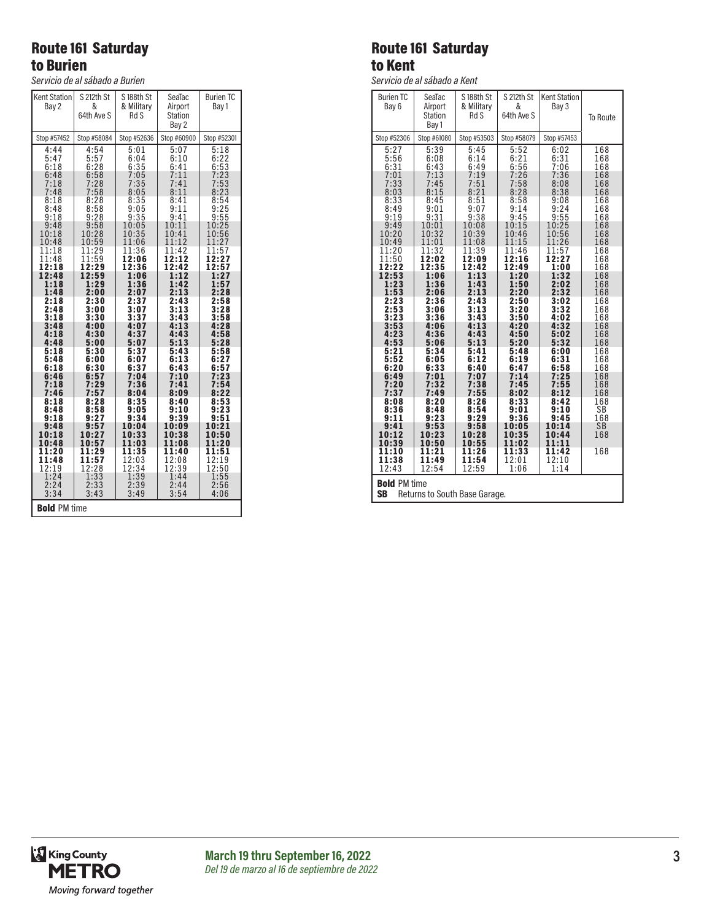## Route 161 Saturday to Burien

*Servicio de al sábado a Burien*

| Kent Station Bay 2 | S 212th St & 64th Ave S | S 188th St & Military Rd S | SeaTac Airport Station Bay 2 | Burien TC Bay 1 |
|---|---|---|---|---|
| Stop #57452 | Stop #58084 | Stop #52636 | Stop #60900 | Stop #52301 |
| 4:44 | 4:54 | 5:01 | 5:07 | 5:18 |
| 5:47 | 5:57 | 6:04 | 6:10 | 6:22 |
| 6:18 | 6:28 | 6:35 | 6:41 | 6:53 |
| 6:48 | 6:58 | 7:05 | 7:11 | 7:23 |
| 7:18 | 7:28 | 7:35 | 7:41 | 7:53 |
| 7:48 | 7:58 | 8:05 | 8:11 | 8:23 |
| 8:18 | 8:28 | 8:35 | 8:41 | 8:54 |
| 8:48 | 8:58 | 9:05 | 9:11 | 9:25 |
| 9:18 | 9:28 | 9:35 | 9:41 | 9:55 |
| 9:48 | 9:58 | 10:05 | 10:11 | 10:25 |
| 10:18 | 10:28 | 10:35 | 10:41 | 10:56 |
| 10:48 | 10:59 | 11:06 | 11:12 | 11:27 |
| 11:18 | 11:29 | 11:36 | 11:42 | 11:57 |
| 11:48 | 11:59 | **12:06** | **12:12** | **12:27** |
| **12:18** | **12:29** | **12:36** | **12:42** | **12:57** |
| **12:48** | **12:59** | **1:06** | **1:12** | **1:27** |
| **1:18** | **1:29** | **1:36** | **1:42** | **1:57** |
| **1:48** | **2:00** | **2:07** | **2:13** | **2:28** |
| **2:18** | **2:30** | **2:37** | **2:43** | **2:58** |
| **2:48** | **3:00** | **3:07** | **3:13** | **3:28** |
| **3:18** | **3:30** | **3:37** | **3:43** | **3:58** |
| **3:48** | **4:00** | **4:07** | **4:13** | **4:28** |
| **4:18** | **4:30** | **4:37** | **4:43** | **4:58** |
| **4:48** | **5:00** | **5:07** | **5:13** | **5:28** |
| **5:18** | **5:30** | **5:37** | **5:43** | **5:58** |
| **5:48** | **6:00** | **6:07** | **6:13** | **6:27** |
| **6:18** | **6:30** | **6:37** | **6:43** | **6:57** |
| **6:46** | **6:57** | **7:04** | **7:10** | **7:23** |
| **7:18** | **7:29** | **7:36** | **7:41** | **7:54** |
| **7:46** | **7:57** | **8:04** | **8:09** | **8:22** |
| **8:18** | **8:28** | **8:35** | **8:40** | **8:53** |
| **8:48** | **8:58** | **9:05** | **9:10** | **9:23** |
| **9:18** | **9:27** | **9:34** | **9:39** | **9:51** |
| **9:48** | **9:57** | **10:04** | **10:09** | **10:21** |
| **10:18** | **10:27** | **10:33** | **10:38** | **10:50** |
| **10:48** | **10:57** | **11:03** | **11:08** | **11:20** |
| **11:20** | **11:29** | **11:35** | **11:40** | **11:51** |
| **11:48** | **11:57** | 12:03 | 12:08 | 12:19 |
| 12:19 | 12:28 | 12:34 | 12:39 | 12:50 |
| 1:24 | 1:33 | 1:39 | 1:44 | 1:55 |
| 2:24 | 2:33 | 2:39 | 2:44 | 2:56 |
| 3:34 | 3:43 | 3:49 | 3:54 | 4:06 |

**Bold** PM time

## Route 161 Saturday to Kent

*Servicio de al sábado a Kent*

| Burien TC Bay 6 | SeaTac Airport Station Bay 1 | S 188th St & Military Rd S | S 212th St & 64th Ave S | Kent Station Bay 3 | To Route |
|---|---|---|---|---|---|
| Stop #52306 | Stop #61080 | Stop #53503 | Stop #58079 | Stop #57453 | |
| 5:27 | 5:39 | 5:45 | 5:52 | 6:02 | 168 |
| 5:56 | 6:08 | 6:14 | 6:21 | 6:31 | 168 |
| 6:31 | 6:43 | 6:49 | 6:56 | 7:06 | 168 |
| 7:01 | 7:13 | 7:19 | 7:26 | 7:36 | 168 |
| 7:33 | 7:45 | 7:51 | 7:58 | 8:08 | 168 |
| 8:03 | 8:15 | 8:21 | 8:28 | 8:38 | 168 |
| 8:33 | 8:45 | 8:51 | 8:58 | 9:08 | 168 |
| 8:49 | 9:01 | 9:07 | 9:14 | 9:24 | 168 |
| 9:19 | 9:31 | 9:38 | 9:45 | 9:55 | 168 |
| 9:49 | 10:01 | 10:08 | 10:15 | 10:25 | 168 |
| 10:20 | 10:32 | 10:39 | 10:46 | 10:56 | 168 |
| 10:49 | 11:01 | 11:08 | 11:15 | 11:26 | 168 |
| 11:20 | 11:32 | 11:39 | 11:46 | 11:57 | 168 |
| 11:50 | **12:02** | **12:09** | **12:16** | **12:27** | 168 |
| **12:22** | **12:35** | **12:42** | **12:49** | **1:00** | 168 |
| **12:53** | **1:06** | **1:13** | **1:20** | **1:32** | 168 |
| **1:23** | **1:36** | **1:43** | **1:50** | **2:02** | 168 |
| **1:53** | **2:06** | **2:13** | **2:20** | **2:32** | 168 |
| **2:23** | **2:36** | **2:43** | **2:50** | **3:02** | 168 |
| **2:53** | **3:06** | **3:13** | **3:20** | **3:32** | 168 |
| **3:23** | **3:36** | **3:43** | **3:50** | **4:02** | 168 |
| **3:53** | **4:06** | **4:13** | **4:20** | **4:32** | 168 |
| **4:23** | **4:36** | **4:43** | **4:50** | **5:02** | 168 |
| **4:53** | **5:06** | **5:13** | **5:20** | **5:32** | 168 |
| **5:21** | **5:34** | **5:41** | **5:48** | **6:00** | 168 |
| **5:52** | **6:05** | **6:12** | **6:19** | **6:31** | 168 |
| **6:20** | **6:33** | **6:40** | **6:47** | **6:58** | 168 |
| **6:49** | **7:01** | **7:07** | **7:14** | **7:25** | 168 |
| **7:20** | **7:32** | **7:38** | **7:45** | **7:55** | 168 |
| **7:37** | **7:49** | **7:55** | **8:02** | **8:12** | 168 |
| **8:08** | **8:20** | **8:26** | **8:33** | **8:42** | 168 |
| **8:36** | **8:48** | **8:54** | **9:01** | **9:10** | SB |
| **9:11** | **9:23** | **9:29** | **9:36** | **9:45** | 168 |
| **9:41** | **9:53** | **9:58** | **10:05** | **10:14** | SB |
| **10:12** | **10:23** | **10:28** | **10:35** | **10:44** | 168 |
| **10:39** | **10:50** | **10:55** | **11:02** | **11:11** | |
| **11:10** | **11:21** | **11:26** | **11:33** | **11:42** | 168 |
| **11:38** | **11:49** | **11:54** | 12:01 | 12:10 | |
| 12:43 | 12:54 | 12:59 | 1:06 | 1:14 | |

**Bold** PM time

**SB** Returns to South Base Garage.

March 19 thru September 16, 2022
*Del 19 de marzo al 16 de septiembre de 2022*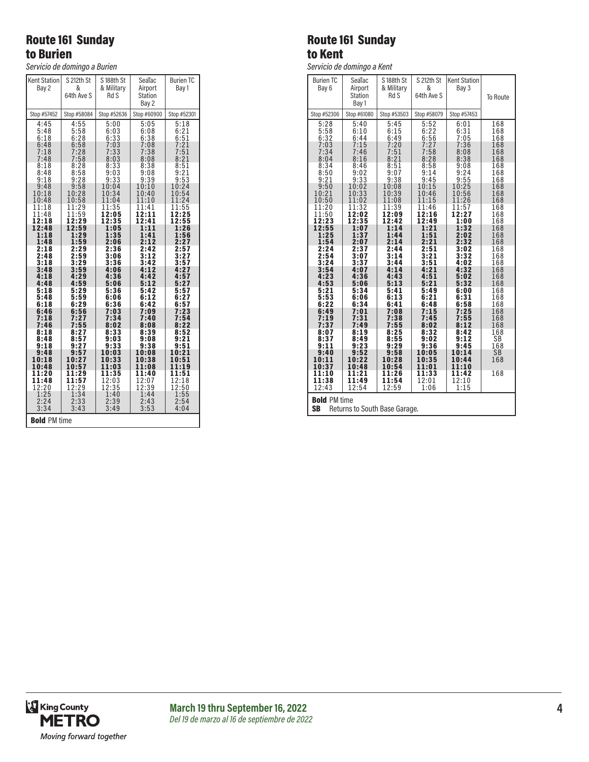## Route 161 Sunday to Burien

*Servicio de domingo a Burien*

| Kent Station Bay 2 | S 212th St & 64th Ave S | S 188th St & Military Rd S | SeaTac Airport Station Bay 2 | Burien TC Bay 1 |
|---|---|---|---|---|
| Stop #57452 | Stop #58084 | Stop #52636 | Stop #60900 | Stop #52301 |
| 4:45 | 4:55 | 5:00 | 5:05 | 5:18 |
| 5:48 | 5:58 | 6:03 | 6:08 | 6:21 |
| 6:18 | 6:28 | 6:33 | 6:38 | 6:51 |
| 6:48 | 6:58 | 7:03 | 7:08 | 7:21 |
| 7:18 | 7:28 | 7:33 | 7:38 | 7:51 |
| 7:48 | 7:58 | 8:03 | 8:08 | 8:21 |
| 8:18 | 8:28 | 8:33 | 8:38 | 8:51 |
| 8:48 | 8:58 | 9:03 | 9:08 | 9:21 |
| 9:18 | 9:28 | 9:33 | 9:39 | 9:53 |
| 9:48 | 9:58 | 10:04 | 10:10 | 10:24 |
| 10:18 | 10:28 | 10:34 | 10:40 | 10:54 |
| 10:48 | 10:58 | 11:04 | 11:10 | 11:24 |
| 11:18 | 11:29 | 11:35 | 11:41 | 11:55 |
| 11:48 | 11:59 | **12:05** | **12:11** | **12:25** |
| **12:18** | **12:29** | **12:35** | **12:41** | **12:55** |
| **12:48** | **12:59** | **1:05** | **1:11** | **1:26** |
| **1:18** | **1:29** | **1:35** | **1:41** | **1:56** |
| **1:48** | **1:59** | **2:06** | **2:12** | **2:27** |
| **2:18** | **2:29** | **2:36** | **2:42** | **2:57** |
| **2:48** | **2:59** | **3:06** | **3:12** | **3:27** |
| **3:18** | **3:29** | **3:36** | **3:42** | **3:57** |
| **3:48** | **3:59** | **4:06** | **4:12** | **4:27** |
| **4:18** | **4:29** | **4:36** | **4:42** | **4:57** |
| **4:48** | **4:59** | **5:06** | **5:12** | **5:27** |
| **5:18** | **5:29** | **5:36** | **5:42** | **5:57** |
| **5:48** | **5:59** | **6:06** | **6:12** | **6:27** |
| **6:18** | **6:29** | **6:36** | **6:42** | **6:57** |
| **6:46** | **6:56** | **7:03** | **7:09** | **7:23** |
| **7:18** | **7:27** | **7:34** | **7:40** | **7:54** |
| **7:46** | **7:55** | **8:02** | **8:08** | **8:22** |
| **8:18** | **8:27** | **8:33** | **8:39** | **8:52** |
| **8:48** | **8:57** | **9:03** | **9:08** | **9:21** |
| **9:18** | **9:27** | **9:33** | **9:38** | **9:51** |
| **9:48** | **9:57** | **10:03** | **10:08** | **10:21** |
| **10:18** | **10:27** | **10:33** | **10:38** | **10:51** |
| **10:48** | **10:57** | **11:03** | **11:08** | **11:19** |
| **11:20** | **11:29** | **11:35** | **11:40** | **11:51** |
| **11:48** | **11:57** | 12:03 | 12:07 | 12:18 |
| 12:20 | 12:29 | 12:35 | 12:39 | 12:50 |
| 1:25 | 1:34 | 1:40 | 1:44 | 1:55 |
| 2:24 | 2:33 | 2:39 | 2:43 | 2:54 |
| 3:34 | 3:43 | 3:49 | 3:53 | 4:04 |

**Bold** PM time

## Route 161 Sunday to Kent

*Servicio de domingo a Kent*

| Burien TC Bay 6 | SeaTac Airport Station Bay 1 | S 188th St & Military Rd S | S 212th St & 64th Ave S | Kent Station Bay 3 | To Route |
|---|---|---|---|---|---|
| Stop #52306 | Stop #61080 | Stop #53503 | Stop #58079 | Stop #57453 | |
| 5:28 | 5:40 | 5:45 | 5:52 | 6:01 | 168 |
| 5:58 | 6:10 | 6:15 | 6:22 | 6:31 | 168 |
| 6:32 | 6:44 | 6:49 | 6:56 | 7:05 | 168 |
| 7:03 | 7:15 | 7:20 | 7:27 | 7:36 | 168 |
| 7:34 | 7:46 | 7:51 | 7:58 | 8:08 | 168 |
| 8:04 | 8:16 | 8:21 | 8:28 | 8:38 | 168 |
| 8:34 | 8:46 | 8:51 | 8:58 | 9:08 | 168 |
| 8:50 | 9:02 | 9:07 | 9:14 | 9:24 | 168 |
| 9:21 | 9:33 | 9:38 | 9:45 | 9:55 | 168 |
| 9:50 | 10:02 | 10:08 | 10:15 | 10:25 | 168 |
| 10:21 | 10:33 | 10:39 | 10:46 | 10:56 | 168 |
| 10:50 | 11:02 | 11:08 | 11:15 | 11:26 | 168 |
| 11:20 | 11:32 | 11:39 | 11:46 | 11:57 | 168 |
| 11:50 | **12:02** | **12:09** | **12:16** | **12:27** | 168 |
| **12:23** | **12:35** | **12:42** | **12:49** | **1:00** | 168 |
| **12:55** | **1:07** | **1:14** | **1:21** | **1:32** | 168 |
| **1:25** | **1:37** | **1:44** | **1:51** | **2:02** | 168 |
| **1:54** | **2:07** | **2:14** | **2:21** | **2:32** | 168 |
| **2:24** | **2:37** | **2:44** | **2:51** | **3:02** | 168 |
| **2:54** | **3:07** | **3:14** | **3:21** | **3:32** | 168 |
| **3:24** | **3:37** | **3:44** | **3:51** | **4:02** | 168 |
| **3:54** | **4:07** | **4:14** | **4:21** | **4:32** | 168 |
| **4:23** | **4:36** | **4:43** | **4:51** | **5:02** | 168 |
| **4:53** | **5:06** | **5:13** | **5:21** | **5:32** | 168 |
| **5:21** | **5:34** | **5:41** | **5:49** | **6:00** | 168 |
| **5:53** | **6:06** | **6:13** | **6:21** | **6:31** | 168 |
| **6:22** | **6:34** | **6:41** | **6:48** | **6:58** | 168 |
| **6:49** | **7:01** | **7:08** | **7:15** | **7:25** | 168 |
| **7:19** | **7:31** | **7:38** | **7:45** | **7:55** | 168 |
| **7:37** | **7:49** | **7:55** | **8:02** | **8:12** | 168 |
| **8:07** | **8:19** | **8:25** | **8:32** | **8:42** | 168 |
| **8:37** | **8:49** | **8:55** | **9:02** | **9:12** | SB |
| **9:11** | **9:23** | **9:29** | **9:36** | **9:45** | 168 |
| **9:40** | **9:52** | **9:58** | **10:05** | **10:14** | SB |
| **10:11** | **10:22** | **10:28** | **10:35** | **10:44** | 168 |
| **10:37** | **10:48** | **10:54** | **11:01** | **11:10** | |
| **11:10** | **11:21** | **11:26** | **11:33** | **11:42** | 168 |
| **11:38** | **11:49** | **11:54** | 12:01 | 12:10 | |
| 12:43 | 12:54 | 12:59 | 1:06 | 1:15 | |

**Bold** PM time

**SB** Returns to South Base Garage.

King County METRO
*Moving forward together*

**March 19 thru September 16, 2022**
*Del 19 de marzo al 16 de septiembre de 2022*